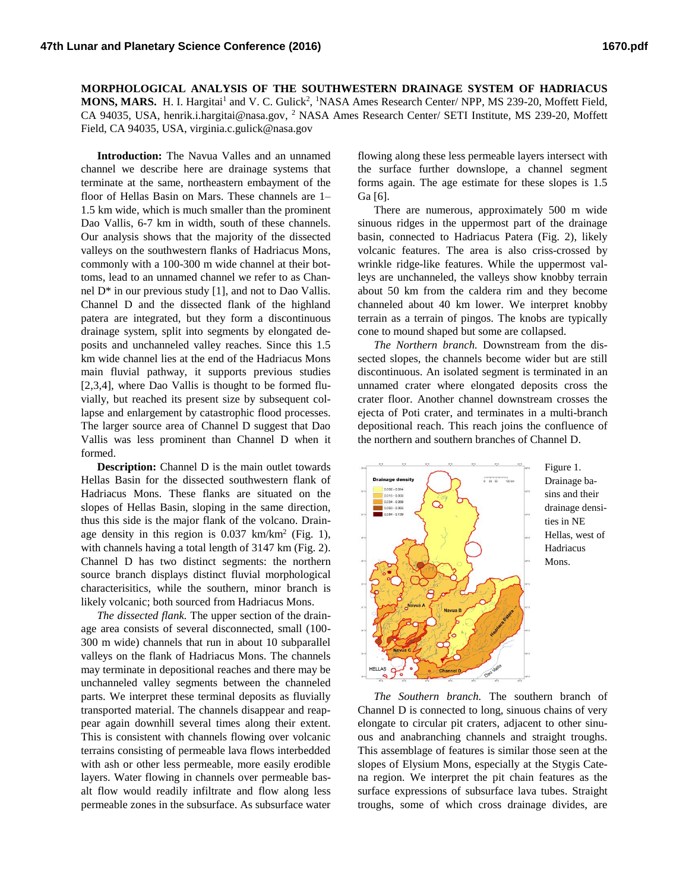**MORPHOLOGICAL ANALYSIS OF THE SOUTHWESTERN DRAINAGE SYSTEM OF HADRIACUS MONS, MARS.** H. I. Hargitai[1] and V. C. Gulick[2], [1]NASA Ames Research Center/ NPP, MS 239-20, Moffett Field, CA 94035, USA, henrik.i.hargitai@nasa.gov, [2] NASA Ames Research Center/ SETI Institute, MS 239-20, Moffett Field, CA 94035, USA, virginia.c.gulick@nasa.gov

**Introduction:** The Navua Valles and an unnamed channel we describe here are drainage systems that terminate at the same, northeastern embayment of the floor of Hellas Basin on Mars. These channels are 1–1.5 km wide, which is much smaller than the prominent Dao Vallis, 6-7 km in width, south of these channels. Our analysis shows that the majority of the dissected valleys on the southwestern flanks of Hadriacus Mons, commonly with a 100-300 m wide channel at their bottoms, lead to an unnamed channel we refer to as Channel D* in our previous study [1], and not to Dao Vallis. Channel D and the dissected flank of the highland patera are integrated, but they form a discontinuous drainage system, split into segments by elongated deposits and unchanneled valley reaches. Since this 1.5 km wide channel lies at the end of the Hadriacus Mons main fluvial pathway, it supports previous studies [2,3,4], where Dao Vallis is thought to be formed fluvially, but reached its present size by subsequent collapse and enlargement by catastrophic flood processes. The larger source area of Channel D suggest that Dao Vallis was less prominent than Channel D when it formed.

**Description:** Channel D is the main outlet towards Hellas Basin for the dissected southwestern flank of Hadriacus Mons. These flanks are situated on the slopes of Hellas Basin, sloping in the same direction, thus this side is the major flank of the volcano. Drainage density in this region is 0.037 km/km$^2$ (Fig. 1), with channels having a total length of 3147 km (Fig. 2). Channel D has two distinct segments: the northern source branch displays distinct fluvial morphological characterisitics, while the southern, minor branch is likely volcanic; both sourced from Hadriacus Mons.

*The dissected flank.* The upper section of the drainage area consists of several disconnected, small (100-300 m wide) channels that run in about 10 subparallel valleys on the flank of Hadriacus Mons. The channels may terminate in depositional reaches and there may be unchanneled valley segments between the channeled parts. We interpret these terminal deposits as fluvially transported material. The channels disappear and reappear again downhill several times along their extent. This is consistent with channels flowing over volcanic terrains consisting of permeable lava flows interbedded with ash or other less permeable, more easily erodible layers. Water flowing in channels over permeable basalt flow would readily infiltrate and flow along less permeable zones in the subsurface. As subsurface water flowing along these less permeable layers intersect with the surface further downslope, a channel segment forms again. The age estimate for these slopes is 1.5 Ga [6].

There are numerous, approximately 500 m wide sinuous ridges in the uppermost part of the drainage basin, connected to Hadriacus Patera (Fig. 2), likely volcanic features. The area is also criss-crossed by wrinkle ridge-like features. While the uppermost valleys are unchanneled, the valleys show knobby terrain about 50 km from the caldera rim and they become channeled about 40 km lower. We interpret knobby terrain as a terrain of pingos. The knobs are typically cone to mound shaped but some are collapsed.

*The Northern branch.* Downstream from the dissected slopes, the channels become wider but are still discontinuous. An isolated segment is terminated in an unnamed crater where elongated deposits cross the crater floor. Another channel downstream crosses the ejecta of Poti crater, and terminates in a multi-branch depositional reach. This reach joins the confluence of the northern and southern branches of Channel D.

Figure 1. Drainage basins and their drainage densities in NE Hellas, west of Hadriacus Mons.

*The Southern branch.* The southern branch of Channel D is connected to long, sinuous chains of very elongate to circular pit craters, adjacent to other sinuous and anabranching channels and straight troughs. This assemblage of features is similar those seen at the slopes of Elysium Mons, especially at the Stygis Catena region. We interpret the pit chain features as the surface expressions of subsurface lava tubes. Straight troughs, some of which cross drainage divides, are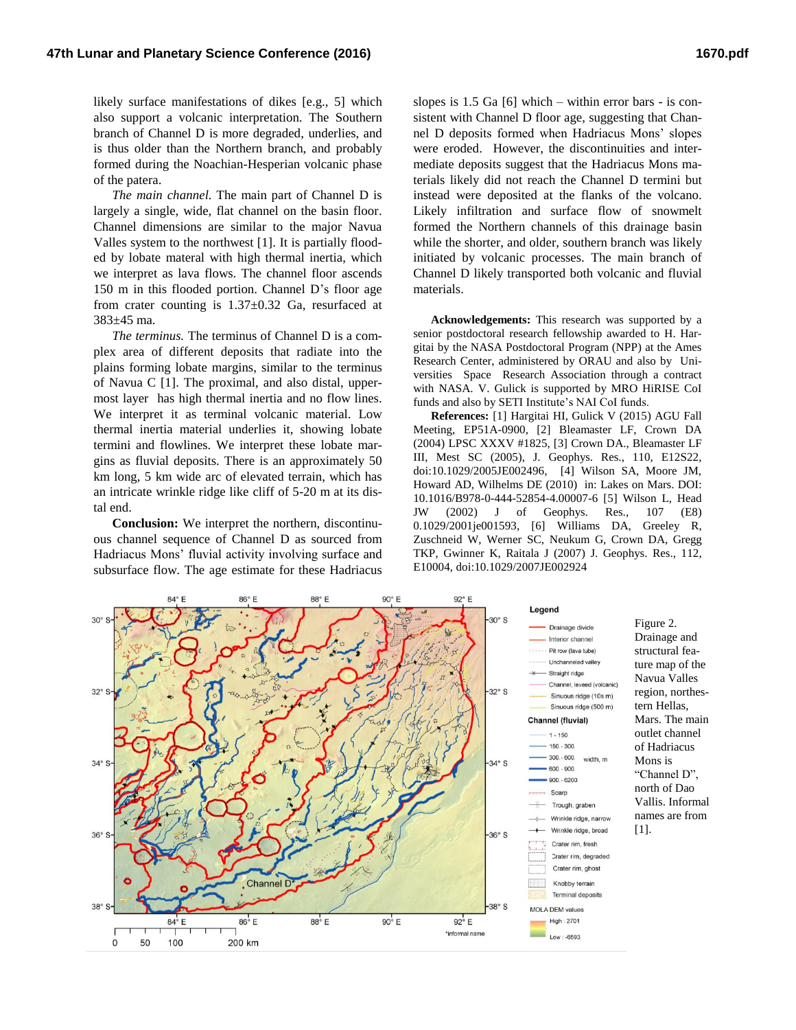likely surface manifestations of dikes [e.g., 5] which also support a volcanic interpretation. The Southern branch of Channel D is more degraded, underlies, and is thus older than the Northern branch, and probably formed during the Noachian-Hesperian volcanic phase of the patera.

*The main channel.* The main part of Channel D is largely a single, wide, flat channel on the basin floor. Channel dimensions are similar to the major Navua Valles system to the northwest [1]. It is partially flooded by lobate mateial with high thermal inertia, which we interpret as lava flows. The channel floor ascends 150 m in this flooded portion. Channel D's floor age from crater counting is 1.37±0.32 Ga, resurfaced at 383±45 ma.

*The terminus.* The terminus of Channel D is a complex area of different deposits that radiate into the plains forming lobate margins, similar to the terminus of Navua C [1]. The proximal, and also distal, uppermost layer has high thermal inertia and no flow lines. We interpret it as terminal volcanic material. Low thermal inertia material underlies it, showing lobate termini and flowlines. We interpret these lobate margins as fluvial deposits. There is an approximately 50 km long, 5 km wide arc of elevated terrain, which has an intricate wrinkle ridge like cliff of 5-20 m at its distal end.

**Conclusion:** We interpret the northern, discontinuous channel sequence of Channel D as sourced from Hadriacus Mons' fluvial activity involving surface and subsurface flow. The age estimate for these Hadriacus slopes is 1.5 Ga [6] which – within error bars - is consistent with Channel D floor age, suggesting that Channel D deposits formed when Hadriacus Mons' slopes were eroded. However, the discontinuities and intermediate deposits suggest that the Hadriacus Mons materials likely did not reach the Channel D termini but instead were deposited at the flanks of the volcano. Likely infiltration and surface flow of snowmelt formed the Northern channels of this drainage basin while the shorter, and older, southern branch was likely initiated by volcanic processes. The main branch of Channel D likely transported both volcanic and fluvial materials.

**Acknowledgements:** This research was supported by a senior postdoctoral research fellowship awarded to H. Hargitai by the NASA Postdoctoral Program (NPP) at the Ames Research Center, administered by ORAU and also by Universities Space Research Association through a contract with NASA. V. Gulick is supported by MRO HiRISE CoI funds and also by SETI Institute's NAI CoI funds.

**References:** [1] Hargitai HI, Gulick V (2015) AGU Fall Meeting, EP51A-0900, [2] Bleamaster LF, Crown DA (2004) LPSC XXXV #1825, [3] Crown DA., Bleamaster LF III, Mest SC (2005), J. Geophys. Res., 110, E12S22, doi:10.1029/2005JE002496, [4] Wilson SA, Moore JM, Howard AD, Wilhelms DE (2010) in: Lakes on Mars. DOI: 10.1016/B978-0-444-52854-4.00007-6 [5] Wilson L, Head JW (2002) J of Geophys. Res., 107 (E8) 0.1029/2001je001593, [6] Williams DA, Greeley R, Zuschneid W, Werner SC, Neukum G, Crown DA, Gregg TKP, Gwinner K, Raitala J (2007) J. Geophys. Res., 112, E10004, doi:10.1029/2007JE002924

84° E
86° E
88° E
90° E
92° E
30° S
32° S
34° S
36° S
38° S
Channel D*
0 50 100 200 km
*informal name

Legend
Drainage divide
Interior channel
Pit row (lava tube)
Unchanneled valley
Straight ridge
Channel, leveed (volcanic)
Sinuous ridge (10s m)
Sinuous ridge (500 m)
Channel (fluvial)
1 - 150
150 - 300
300 - 600 width, m
600 - 900
900 - 6200
Scarp
Trough, graben
Wrinkle ridge, narrow
Wrinkle ridge, broad
Crater rim, fresh
Crater rim, degraded
Crater rim, ghost
Knobby terrain
Terminal deposits
MOLA DEM values
High : 2701
Low : -6593

Figure 2. Drainage and structural feature map of the Navua Valles region, northestern Hellas, Mars. The main outlet channel of Hadriacus Mons is "Channel D", north of Dao Vallis. Informal names are from [1].